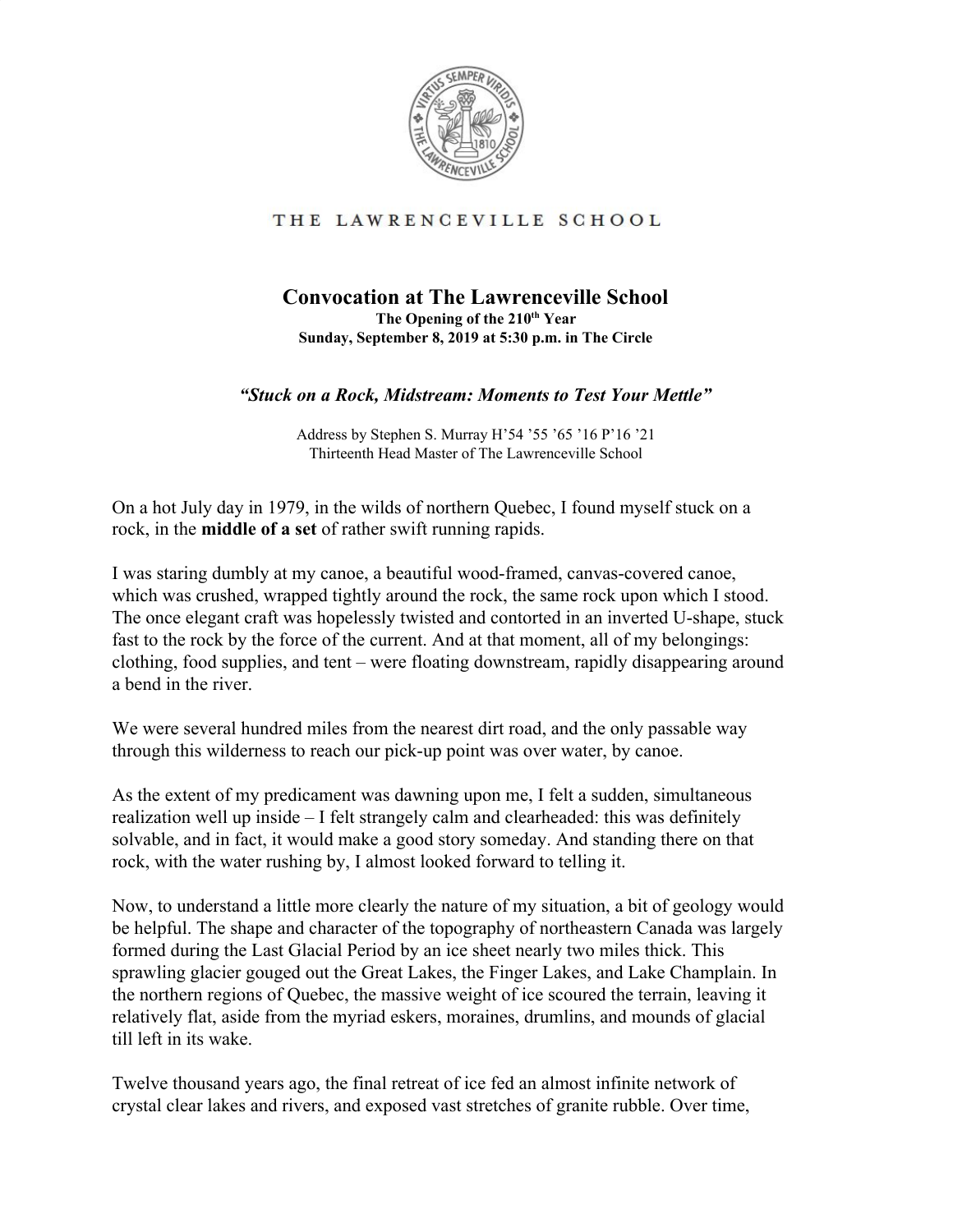THE LAWRENCEVILLE SCHOOL

# Convocation at The Lawrenceville School

**The Opening of the 210th Year**
**Sunday, September 8, 2019 at 5:30 p.m. in The Circle**

***"Stuck on a Rock, Midstream: Moments to Test Your Mettle"***

Address by Stephen S. Murray H'54 '55 '65 '16 P'16 '21
Thirteenth Head Master of The Lawrenceville School

On a hot July day in 1979, in the wilds of northern Quebec, I found myself stuck on a rock, in the **middle of a set** of rather swift running rapids.

I was staring dumbly at my canoe, a beautiful wood-framed, canvas-covered canoe, which was crushed, wrapped tightly around the rock, the same rock upon which I stood. The once elegant craft was hopelessly twisted and contorted in an inverted U-shape, stuck fast to the rock by the force of the current. And at that moment, all of my belongings: clothing, food supplies, and tent – were floating downstream, rapidly disappearing around a bend in the river.

We were several hundred miles from the nearest dirt road, and the only passable way through this wilderness to reach our pick-up point was over water, by canoe.

As the extent of my predicament was dawning upon me, I felt a sudden, simultaneous realization well up inside – I felt strangely calm and clearheaded: this was definitely solvable, and in fact, it would make a good story someday. And standing there on that rock, with the water rushing by, I almost looked forward to telling it.

Now, to understand a little more clearly the nature of my situation, a bit of geology would be helpful. The shape and character of the topography of northeastern Canada was largely formed during the Last Glacial Period by an ice sheet nearly two miles thick. This sprawling glacier gouged out the Great Lakes, the Finger Lakes, and Lake Champlain. In the northern regions of Quebec, the massive weight of ice scoured the terrain, leaving it relatively flat, aside from the myriad eskers, moraines, drumlins, and mounds of glacial till left in its wake.

Twelve thousand years ago, the final retreat of ice fed an almost infinite network of crystal clear lakes and rivers, and exposed vast stretches of granite rubble. Over time,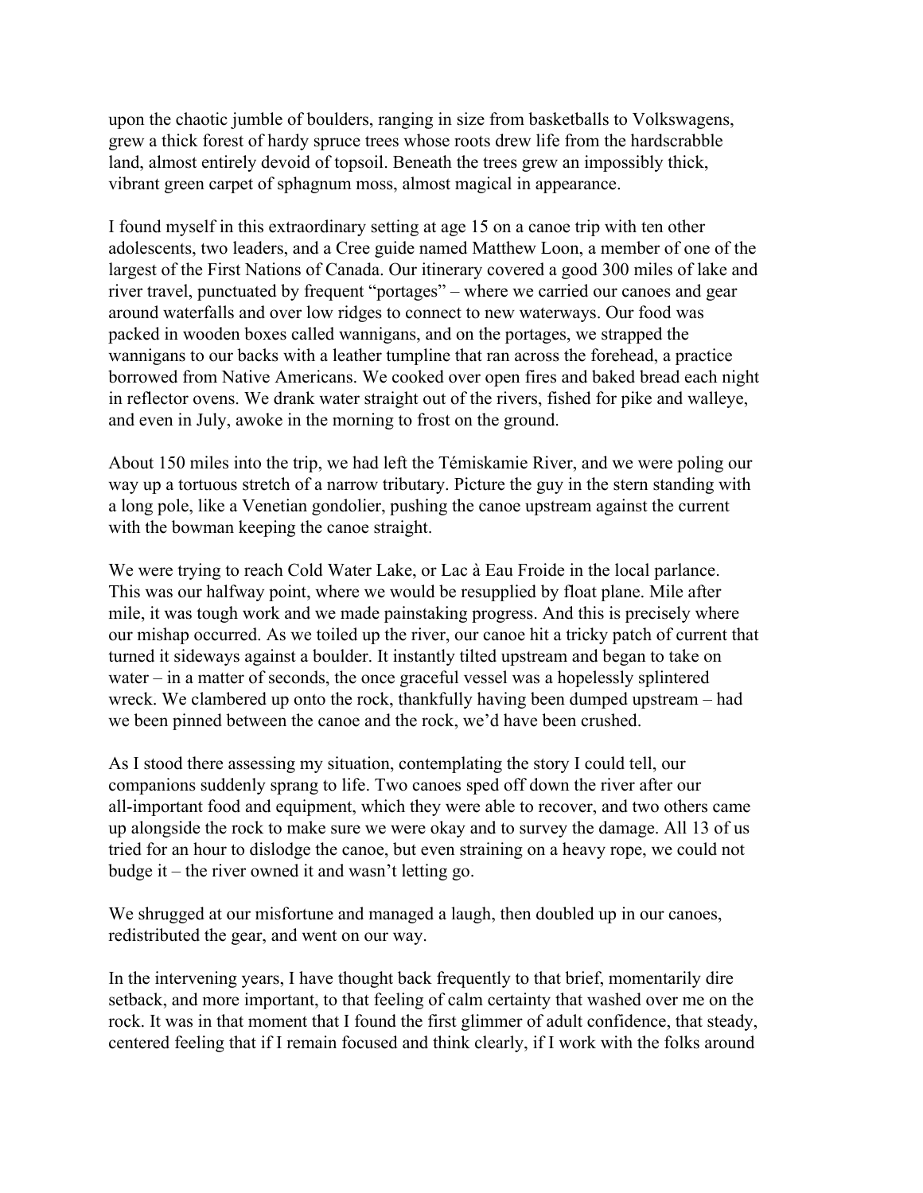upon the chaotic jumble of boulders, ranging in size from basketballs to Volkswagens, grew a thick forest of hardy spruce trees whose roots drew life from the hardscrabble land, almost entirely devoid of topsoil. Beneath the trees grew an impossibly thick, vibrant green carpet of sphagnum moss, almost magical in appearance.

I found myself in this extraordinary setting at age 15 on a canoe trip with ten other adolescents, two leaders, and a Cree guide named Matthew Loon, a member of one of the largest of the First Nations of Canada. Our itinerary covered a good 300 miles of lake and river travel, punctuated by frequent "portages" – where we carried our canoes and gear around waterfalls and over low ridges to connect to new waterways. Our food was packed in wooden boxes called wannigans, and on the portages, we strapped the wannigans to our backs with a leather tumpline that ran across the forehead, a practice borrowed from Native Americans. We cooked over open fires and baked bread each night in reflector ovens. We drank water straight out of the rivers, fished for pike and walleye, and even in July, awoke in the morning to frost on the ground.

About 150 miles into the trip, we had left the Témiskamie River, and we were poling our way up a tortuous stretch of a narrow tributary. Picture the guy in the stern standing with a long pole, like a Venetian gondolier, pushing the canoe upstream against the current with the bowman keeping the canoe straight.

We were trying to reach Cold Water Lake, or Lac à Eau Froide in the local parlance. This was our halfway point, where we would be resupplied by float plane. Mile after mile, it was tough work and we made painstaking progress. And this is precisely where our mishap occurred. As we toiled up the river, our canoe hit a tricky patch of current that turned it sideways against a boulder. It instantly tilted upstream and began to take on water – in a matter of seconds, the once graceful vessel was a hopelessly splintered wreck. We clambered up onto the rock, thankfully having been dumped upstream – had we been pinned between the canoe and the rock, we'd have been crushed.

As I stood there assessing my situation, contemplating the story I could tell, our companions suddenly sprang to life. Two canoes sped off down the river after our all-important food and equipment, which they were able to recover, and two others came up alongside the rock to make sure we were okay and to survey the damage. All 13 of us tried for an hour to dislodge the canoe, but even straining on a heavy rope, we could not budge it – the river owned it and wasn't letting go.

We shrugged at our misfortune and managed a laugh, then doubled up in our canoes, redistributed the gear, and went on our way.

In the intervening years, I have thought back frequently to that brief, momentarily dire setback, and more important, to that feeling of calm certainty that washed over me on the rock. It was in that moment that I found the first glimmer of adult confidence, that steady, centered feeling that if I remain focused and think clearly, if I work with the folks around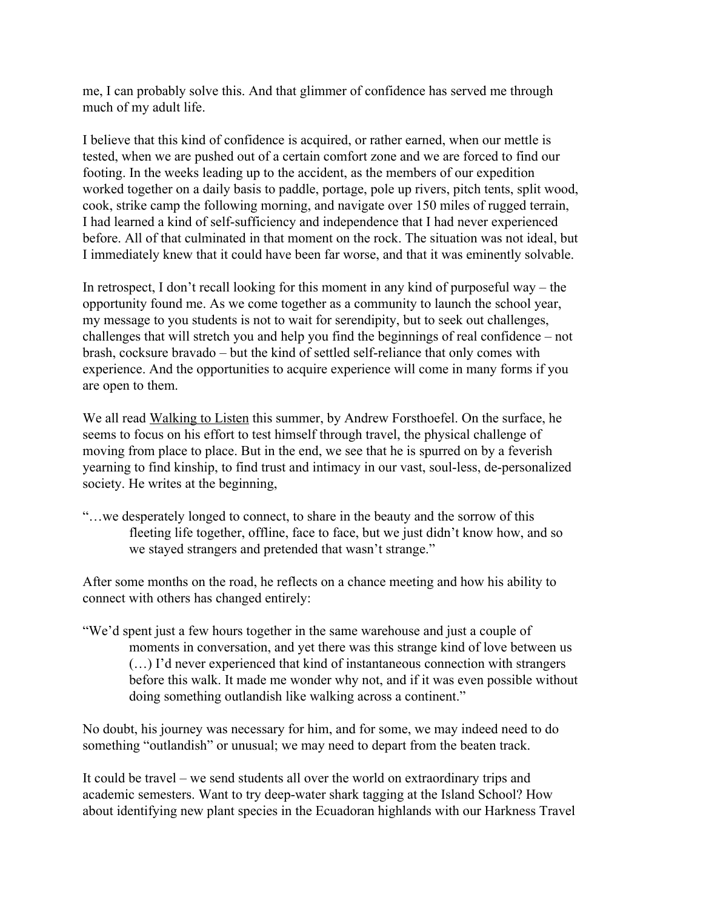me, I can probably solve this. And that glimmer of confidence has served me through much of my adult life.

I believe that this kind of confidence is acquired, or rather earned, when our mettle is tested, when we are pushed out of a certain comfort zone and we are forced to find our footing. In the weeks leading up to the accident, as the members of our expedition worked together on a daily basis to paddle, portage, pole up rivers, pitch tents, split wood, cook, strike camp the following morning, and navigate over 150 miles of rugged terrain, I had learned a kind of self-sufficiency and independence that I had never experienced before. All of that culminated in that moment on the rock. The situation was not ideal, but I immediately knew that it could have been far worse, and that it was eminently solvable.

In retrospect, I don't recall looking for this moment in any kind of purposeful way – the opportunity found me. As we come together as a community to launch the school year, my message to you students is not to wait for serendipity, but to seek out challenges, challenges that will stretch you and help you find the beginnings of real confidence – not brash, cocksure bravado – but the kind of settled self-reliance that only comes with experience. And the opportunities to acquire experience will come in many forms if you are open to them.

We all read <u>Walking to Listen</u> this summer, by Andrew Forsthoefel. On the surface, he seems to focus on his effort to test himself through travel, the physical challenge of moving from place to place. But in the end, we see that he is spurred on by a feverish yearning to find kinship, to find trust and intimacy in our vast, soul-less, de-personalized society. He writes at the beginning,

> "…we desperately longed to connect, to share in the beauty and the sorrow of this fleeting life together, offline, face to face, but we just didn't know how, and so we stayed strangers and pretended that wasn't strange."

After some months on the road, he reflects on a chance meeting and how his ability to connect with others has changed entirely:

> "We'd spent just a few hours together in the same warehouse and just a couple of moments in conversation, and yet there was this strange kind of love between us (…) I'd never experienced that kind of instantaneous connection with strangers before this walk. It made me wonder why not, and if it was even possible without doing something outlandish like walking across a continent."

No doubt, his journey was necessary for him, and for some, we may indeed need to do something "outlandish" or unusual; we may need to depart from the beaten track.

It could be travel – we send students all over the world on extraordinary trips and academic semesters. Want to try deep-water shark tagging at the Island School? How about identifying new plant species in the Ecuadoran highlands with our Harkness Travel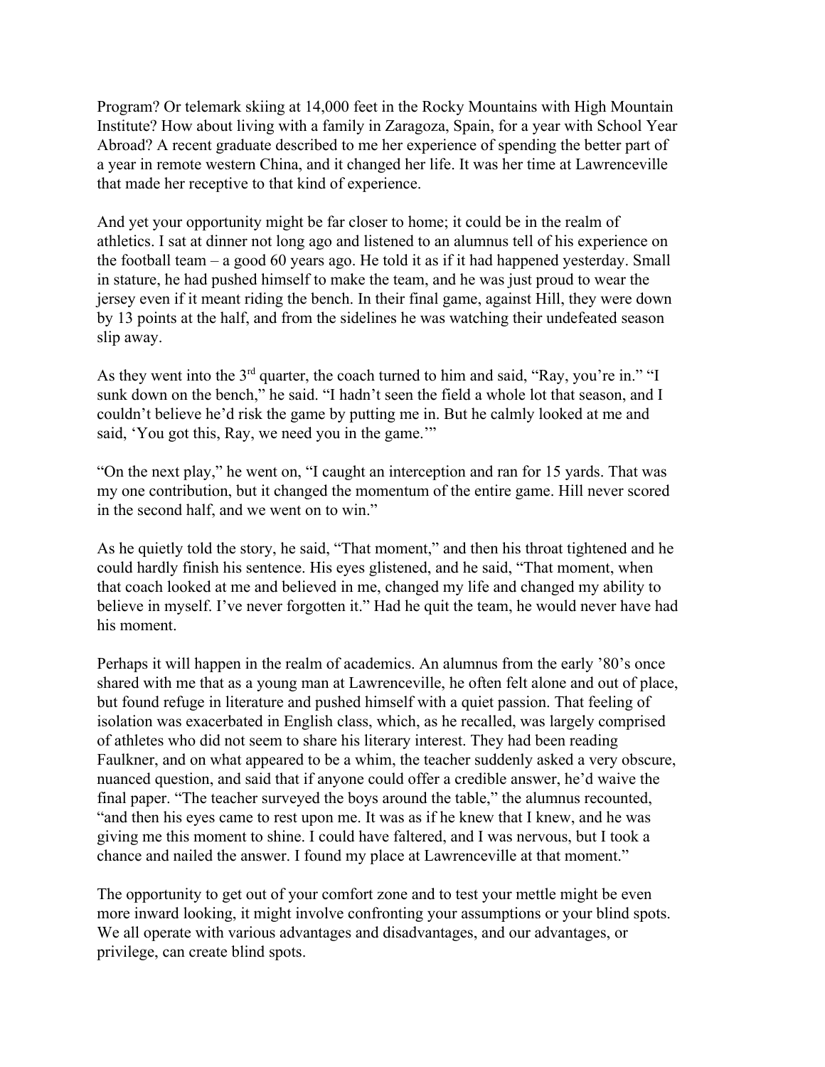Program? Or telemark skiing at 14,000 feet in the Rocky Mountains with High Mountain Institute? How about living with a family in Zaragoza, Spain, for a year with School Year Abroad? A recent graduate described to me her experience of spending the better part of a year in remote western China, and it changed her life. It was her time at Lawrenceville that made her receptive to that kind of experience.

And yet your opportunity might be far closer to home; it could be in the realm of athletics. I sat at dinner not long ago and listened to an alumnus tell of his experience on the football team – a good 60 years ago. He told it as if it had happened yesterday. Small in stature, he had pushed himself to make the team, and he was just proud to wear the jersey even if it meant riding the bench. In their final game, against Hill, they were down by 13 points at the half, and from the sidelines he was watching their undefeated season slip away.

As they went into the 3rd quarter, the coach turned to him and said, "Ray, you're in." "I sunk down on the bench," he said. "I hadn't seen the field a whole lot that season, and I couldn't believe he'd risk the game by putting me in. But he calmly looked at me and said, 'You got this, Ray, we need you in the game.'"

"On the next play," he went on, "I caught an interception and ran for 15 yards. That was my one contribution, but it changed the momentum of the entire game. Hill never scored in the second half, and we went on to win."

As he quietly told the story, he said, "That moment," and then his throat tightened and he could hardly finish his sentence. His eyes glistened, and he said, "That moment, when that coach looked at me and believed in me, changed my life and changed my ability to believe in myself. I've never forgotten it." Had he quit the team, he would never have had his moment.

Perhaps it will happen in the realm of academics. An alumnus from the early '80's once shared with me that as a young man at Lawrenceville, he often felt alone and out of place, but found refuge in literature and pushed himself with a quiet passion. That feeling of isolation was exacerbated in English class, which, as he recalled, was largely comprised of athletes who did not seem to share his literary interest. They had been reading Faulkner, and on what appeared to be a whim, the teacher suddenly asked a very obscure, nuanced question, and said that if anyone could offer a credible answer, he'd waive the final paper. "The teacher surveyed the boys around the table," the alumnus recounted, "and then his eyes came to rest upon me. It was as if he knew that I knew, and he was giving me this moment to shine. I could have faltered, and I was nervous, but I took a chance and nailed the answer. I found my place at Lawrenceville at that moment."

The opportunity to get out of your comfort zone and to test your mettle might be even more inward looking, it might involve confronting your assumptions or your blind spots. We all operate with various advantages and disadvantages, and our advantages, or privilege, can create blind spots.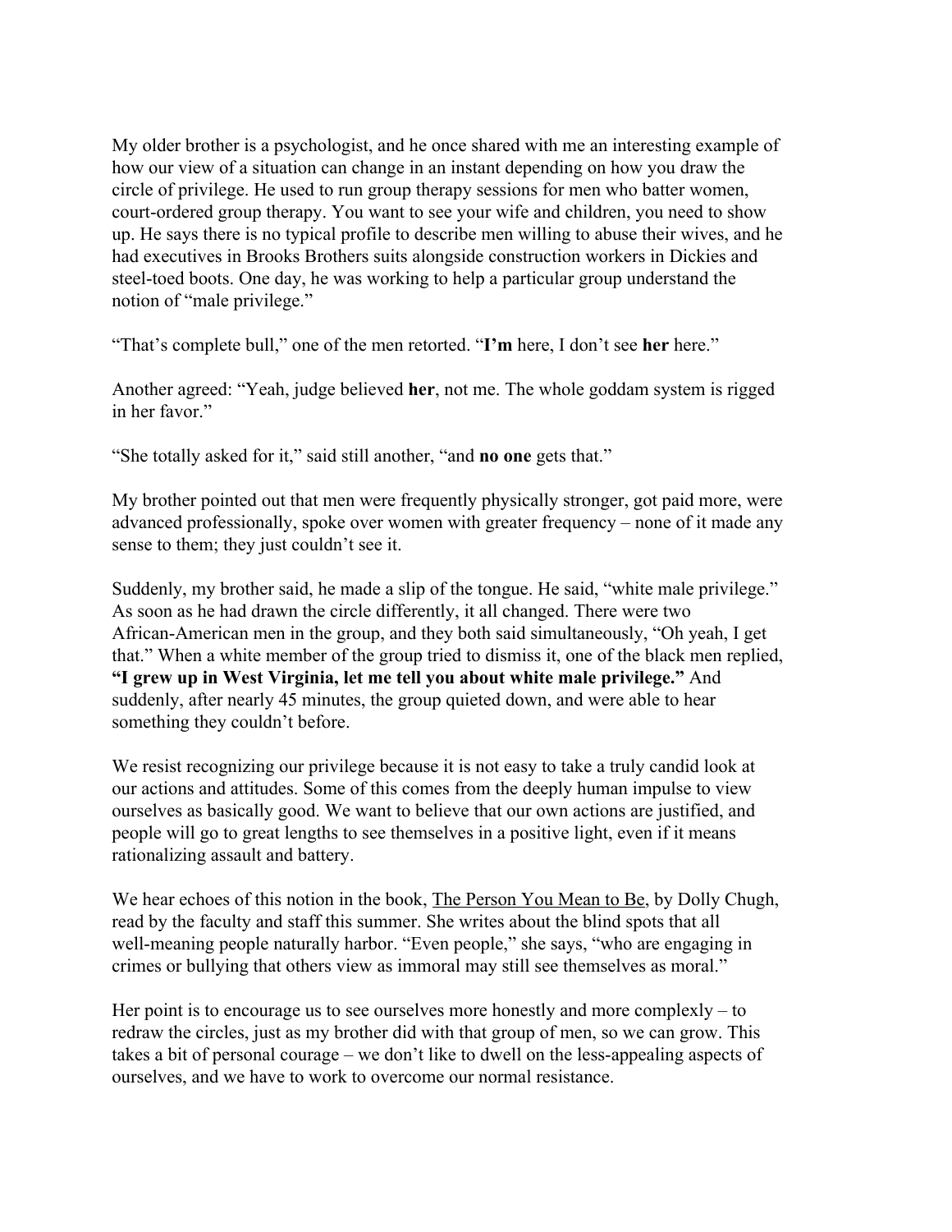My older brother is a psychologist, and he once shared with me an interesting example of how our view of a situation can change in an instant depending on how you draw the circle of privilege. He used to run group therapy sessions for men who batter women, court-ordered group therapy. You want to see your wife and children, you need to show up. He says there is no typical profile to describe men willing to abuse their wives, and he had executives in Brooks Brothers suits alongside construction workers in Dickies and steel-toed boots. One day, he was working to help a particular group understand the notion of "male privilege."

"That's complete bull," one of the men retorted. "**I'm** here, I don't see **her** here."

Another agreed: "Yeah, judge believed **her**, not me. The whole goddam system is rigged in her favor."

"She totally asked for it," said still another, "and **no one** gets that."

My brother pointed out that men were frequently physically stronger, got paid more, were advanced professionally, spoke over women with greater frequency – none of it made any sense to them; they just couldn't see it.

Suddenly, my brother said, he made a slip of the tongue. He said, "white male privilege." As soon as he had drawn the circle differently, it all changed. There were two African-American men in the group, and they both said simultaneously, "Oh yeah, I get that." When a white member of the group tried to dismiss it, one of the black men replied, **"I grew up in West Virginia, let me tell you about white male privilege."** And suddenly, after nearly 45 minutes, the group quieted down, and were able to hear something they couldn't before.

We resist recognizing our privilege because it is not easy to take a truly candid look at our actions and attitudes. Some of this comes from the deeply human impulse to view ourselves as basically good. We want to believe that our own actions are justified, and people will go to great lengths to see themselves in a positive light, even if it means rationalizing assault and battery.

We hear echoes of this notion in the book, <u>The Person You Mean to Be</u>, by Dolly Chugh, read by the faculty and staff this summer. She writes about the blind spots that all well-meaning people naturally harbor. "Even people," she says, "who are engaging in crimes or bullying that others view as immoral may still see themselves as moral."

Her point is to encourage us to see ourselves more honestly and more complexly – to redraw the circles, just as my brother did with that group of men, so we can grow. This takes a bit of personal courage – we don't like to dwell on the less-appealing aspects of ourselves, and we have to work to overcome our normal resistance.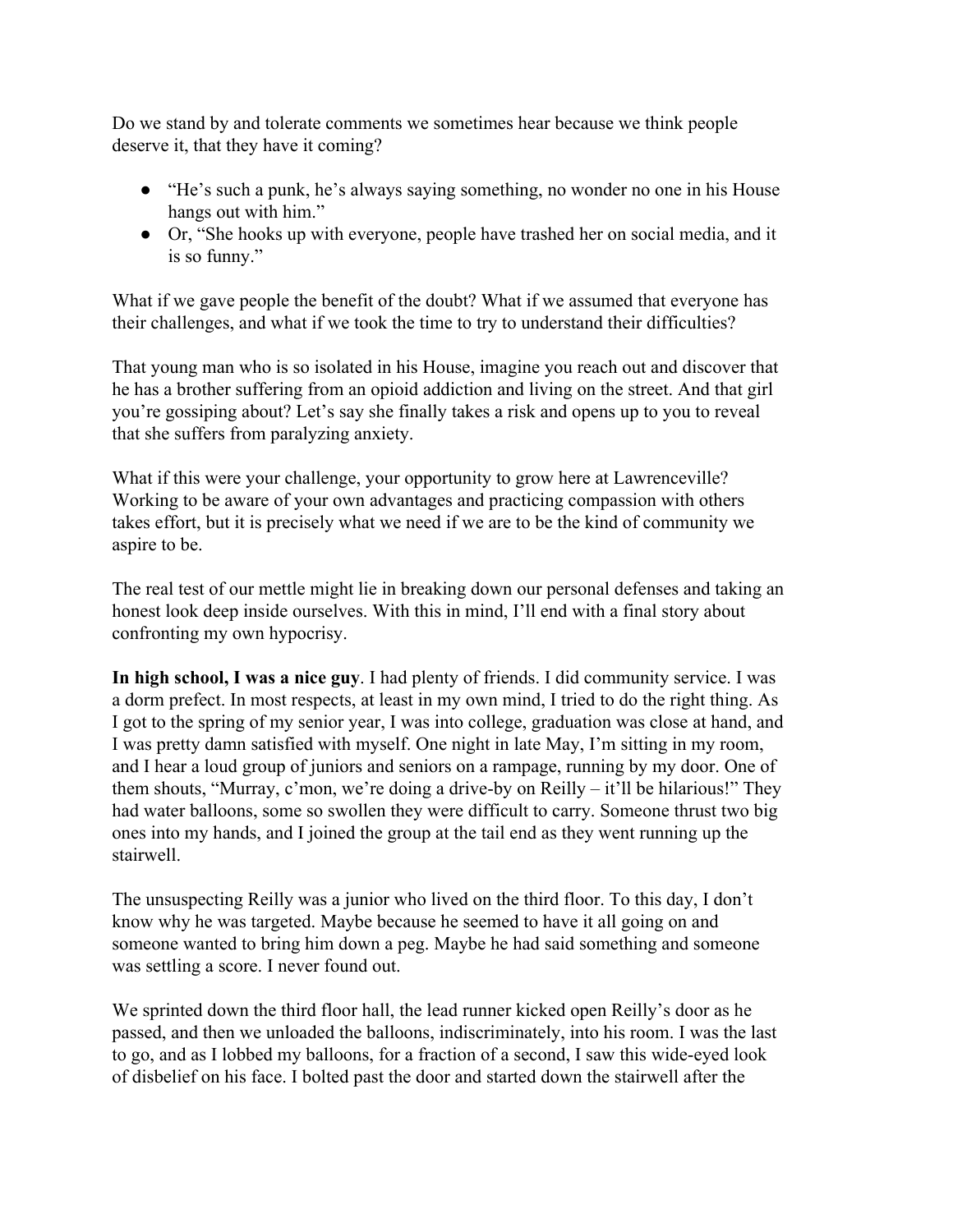Do we stand by and tolerate comments we sometimes hear because we think people deserve it, that they have it coming?

- "He's such a punk, he's always saying something, no wonder no one in his House hangs out with him."
- Or, "She hooks up with everyone, people have trashed her on social media, and it is so funny."

What if we gave people the benefit of the doubt? What if we assumed that everyone has their challenges, and what if we took the time to try to understand their difficulties?

That young man who is so isolated in his House, imagine you reach out and discover that he has a brother suffering from an opioid addiction and living on the street. And that girl you're gossiping about? Let's say she finally takes a risk and opens up to you to reveal that she suffers from paralyzing anxiety.

What if this were your challenge, your opportunity to grow here at Lawrenceville? Working to be aware of your own advantages and practicing compassion with others takes effort, but it is precisely what we need if we are to be the kind of community we aspire to be.

The real test of our mettle might lie in breaking down our personal defenses and taking an honest look deep inside ourselves. With this in mind, I'll end with a final story about confronting my own hypocrisy.

**In high school, I was a nice guy**. I had plenty of friends. I did community service. I was a dorm prefect. In most respects, at least in my own mind, I tried to do the right thing. As I got to the spring of my senior year, I was into college, graduation was close at hand, and I was pretty damn satisfied with myself. One night in late May, I'm sitting in my room, and I hear a loud group of juniors and seniors on a rampage, running by my door. One of them shouts, "Murray, c'mon, we're doing a drive-by on Reilly – it'll be hilarious!" They had water balloons, some so swollen they were difficult to carry. Someone thrust two big ones into my hands, and I joined the group at the tail end as they went running up the stairwell.

The unsuspecting Reilly was a junior who lived on the third floor. To this day, I don't know why he was targeted. Maybe because he seemed to have it all going on and someone wanted to bring him down a peg. Maybe he had said something and someone was settling a score. I never found out.

We sprinted down the third floor hall, the lead runner kicked open Reilly's door as he passed, and then we unloaded the balloons, indiscriminately, into his room. I was the last to go, and as I lobbed my balloons, for a fraction of a second, I saw this wide-eyed look of disbelief on his face. I bolted past the door and started down the stairwell after the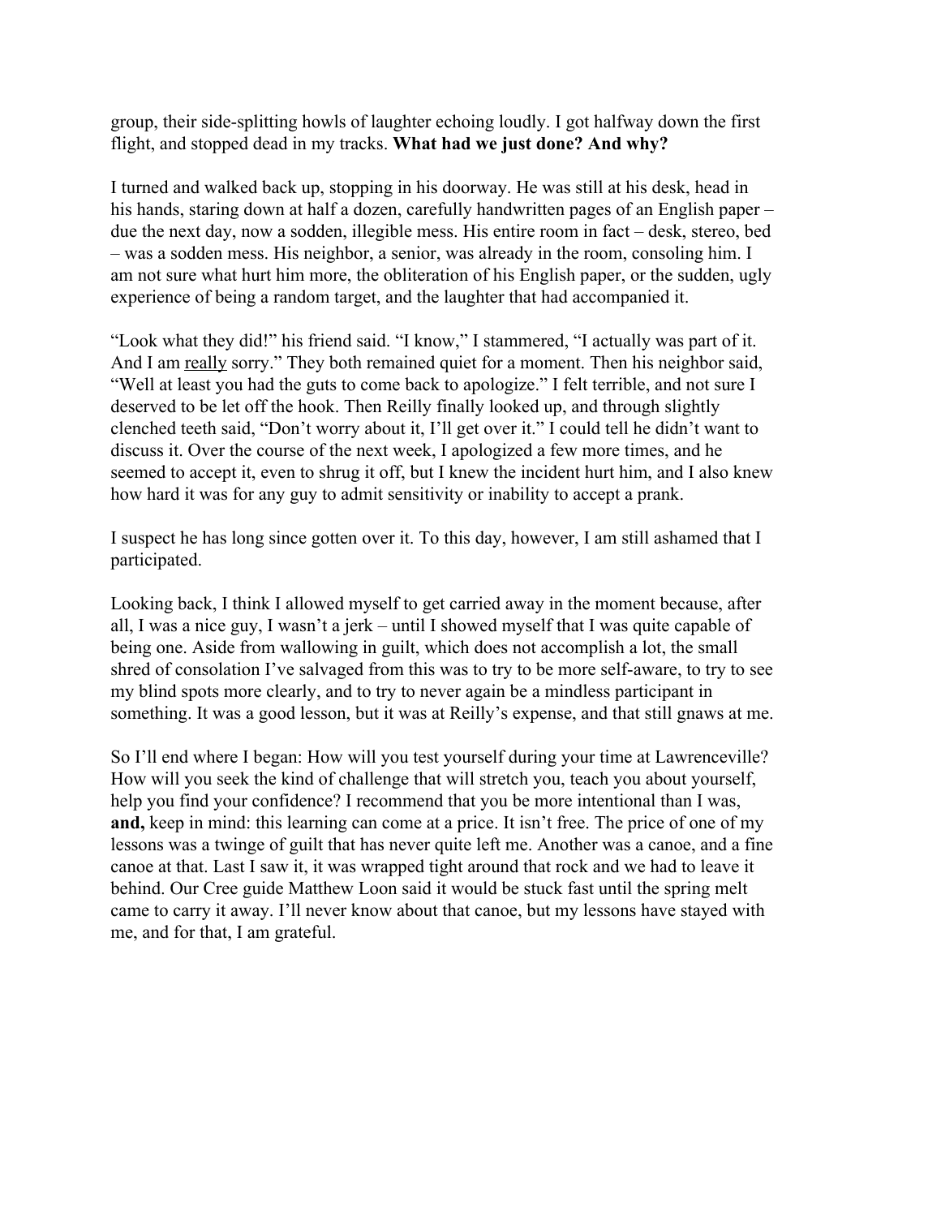group, their side-splitting howls of laughter echoing loudly. I got halfway down the first flight, and stopped dead in my tracks. **What had we just done? And why?**

I turned and walked back up, stopping in his doorway. He was still at his desk, head in his hands, staring down at half a dozen, carefully handwritten pages of an English paper – due the next day, now a sodden, illegible mess. His entire room in fact – desk, stereo, bed – was a sodden mess. His neighbor, a senior, was already in the room, consoling him. I am not sure what hurt him more, the obliteration of his English paper, or the sudden, ugly experience of being a random target, and the laughter that had accompanied it.

"Look what they did!" his friend said. "I know," I stammered, "I actually was part of it. And I am <u>really</u> sorry." They both remained quiet for a moment. Then his neighbor said, "Well at least you had the guts to come back to apologize." I felt terrible, and not sure I deserved to be let off the hook. Then Reilly finally looked up, and through slightly clenched teeth said, "Don't worry about it, I'll get over it." I could tell he didn't want to discuss it. Over the course of the next week, I apologized a few more times, and he seemed to accept it, even to shrug it off, but I knew the incident hurt him, and I also knew how hard it was for any guy to admit sensitivity or inability to accept a prank.

I suspect he has long since gotten over it. To this day, however, I am still ashamed that I participated.

Looking back, I think I allowed myself to get carried away in the moment because, after all, I was a nice guy, I wasn't a jerk – until I showed myself that I was quite capable of being one. Aside from wallowing in guilt, which does not accomplish a lot, the small shred of consolation I've salvaged from this was to try to be more self-aware, to try to see my blind spots more clearly, and to try to never again be a mindless participant in something. It was a good lesson, but it was at Reilly's expense, and that still gnaws at me.

So I'll end where I began: How will you test yourself during your time at Lawrenceville? How will you seek the kind of challenge that will stretch you, teach you about yourself, help you find your confidence? I recommend that you be more intentional than I was, **and,** keep in mind: this learning can come at a price. It isn't free. The price of one of my lessons was a twinge of guilt that has never quite left me. Another was a canoe, and a fine canoe at that. Last I saw it, it was wrapped tight around that rock and we had to leave it behind. Our Cree guide Matthew Loon said it would be stuck fast until the spring melt came to carry it away. I'll never know about that canoe, but my lessons have stayed with me, and for that, I am grateful.